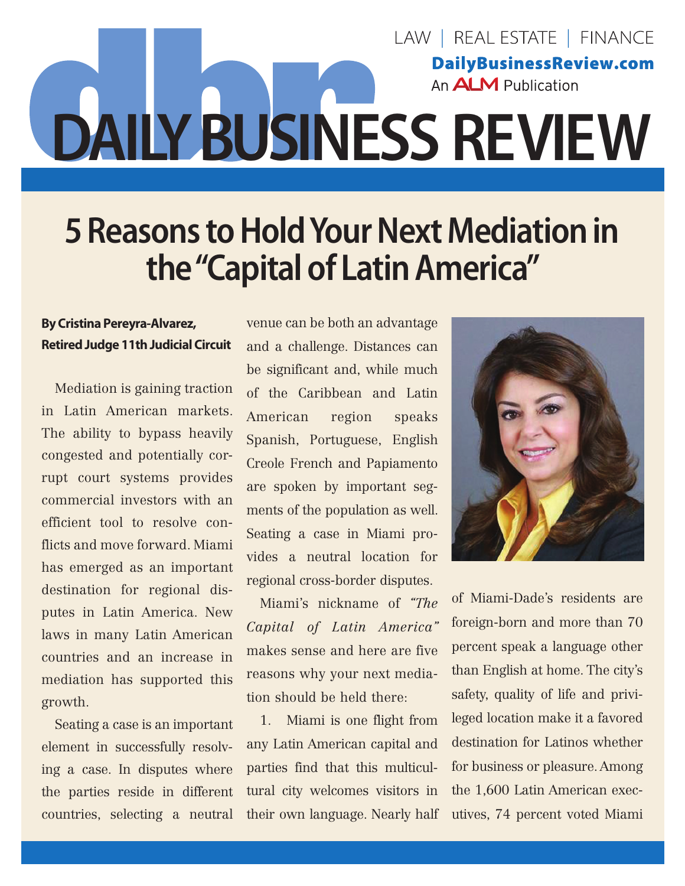# 5 Reasons to Hold Your Next Mediation in the "Capital of Latin America"

**By Cristina Pereyra-Alvarez, Retired Judge 11th Judicial Circuit**

Mediation is gaining traction in Latin American markets. The ability to bypass heavily congested and potentially corrupt court systems provides commercial investors with an efficient tool to resolve conflicts and move forward. Miami has emerged as an important destination for regional disputes in Latin America. New laws in many Latin American countries and an increase in mediation has supported this growth.

Seating a case is an important element in successfully resolving a case. In disputes where the parties reside in different countries, selecting a neutral venue can be both an advantage and a challenge. Distances can be significant and, while much of the Caribbean and Latin American region speaks Spanish, Portuguese, English Creole French and Papiamento are spoken by important segments of the population as well. Seating a case in Miami provides a neutral location for regional cross-border disputes.

Miami's nickname of *"The Capital of Latin America"* makes sense and here are five reasons why your next mediation should be held there:

1. Miami is one flight from any Latin American capital and parties find that this multicultural city welcomes visitors in their own language. Nearly half of Miami-Dade's residents are foreign-born and more than 70 percent speak a language other than English at home. The city's safety, quality of life and privileged location make it a favored destination for Latinos whether for business or pleasure. Among the 1,600 Latin American executives, 74 percent voted Miami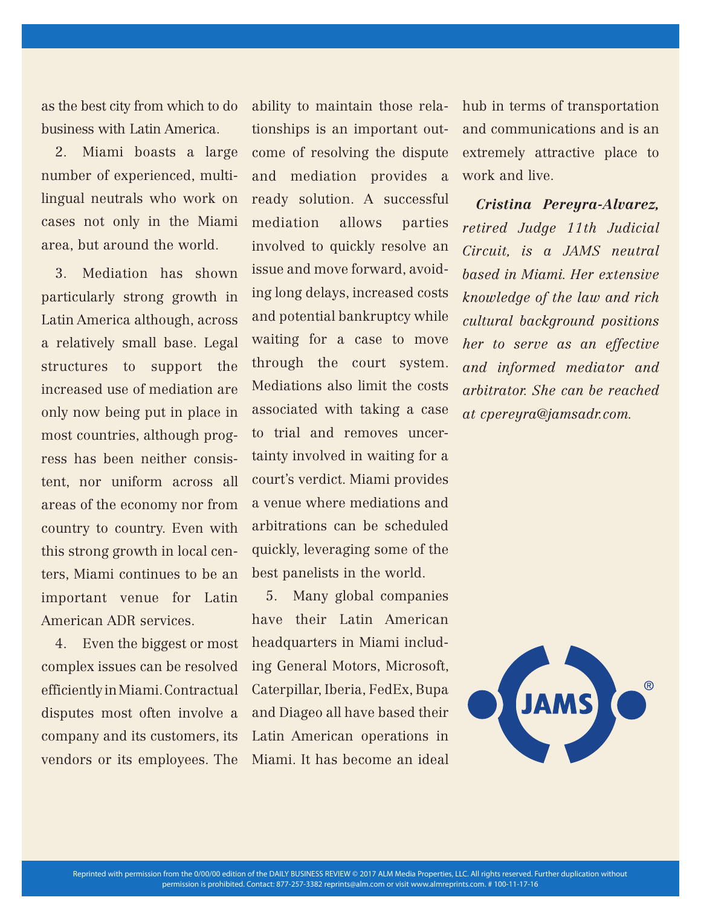as the best city from which to do business with Latin America.

2. Miami boasts a large number of experienced, multilingual neutrals who work on cases not only in the Miami area, but around the world.

3. Mediation has shown particularly strong growth in Latin America although, across a relatively small base. Legal structures to support the increased use of mediation are only now being put in place in most countries, although progress has been neither consistent, nor uniform across all areas of the economy nor from country to country. Even with this strong growth in local centers, Miami continues to be an important venue for Latin American ADR services.

4. Even the biggest or most complex issues can be resolved efficiently in Miami. Contractual disputes most often involve a company and its customers, its vendors or its employees. The ability to maintain those relationships is an important outcome of resolving the dispute and mediation provides a ready solution. A successful mediation allows parties involved to quickly resolve an issue and move forward, avoiding long delays, increased costs and potential bankruptcy while waiting for a case to move through the court system. Mediations also limit the costs associated with taking a case to trial and removes uncertainty involved in waiting for a court's verdict. Miami provides a venue where mediations and arbitrations can be scheduled quickly, leveraging some of the best panelists in the world.

5. Many global companies have their Latin American headquarters in Miami including General Motors, Microsoft, Caterpillar, Iberia, FedEx, Bupa and Diageo all have based their Latin American operations in Miami. It has become an ideal hub in terms of transportation and communications and is an extremely attractive place to work and live.

***Cristina Pereyra-Alvarez,*** *retired Judge 11th Judicial Circuit, is a JAMS neutral based in Miami. Her extensive knowledge of the law and rich cultural background positions her to serve as an effective and informed mediator and arbitrator. She can be reached at cpereyra@jamsadr.com.*

JAMS®

Reprinted with permission from the 0/00/00 edition of the DAILY BUSINESS REVIEW © 2017 ALM Media Properties, LLC. All rights reserved. Further duplication without permission is prohibited. Contact: 877-257-3382 reprints@alm.com or visit www.almreprints.com. # 100-11-17-16